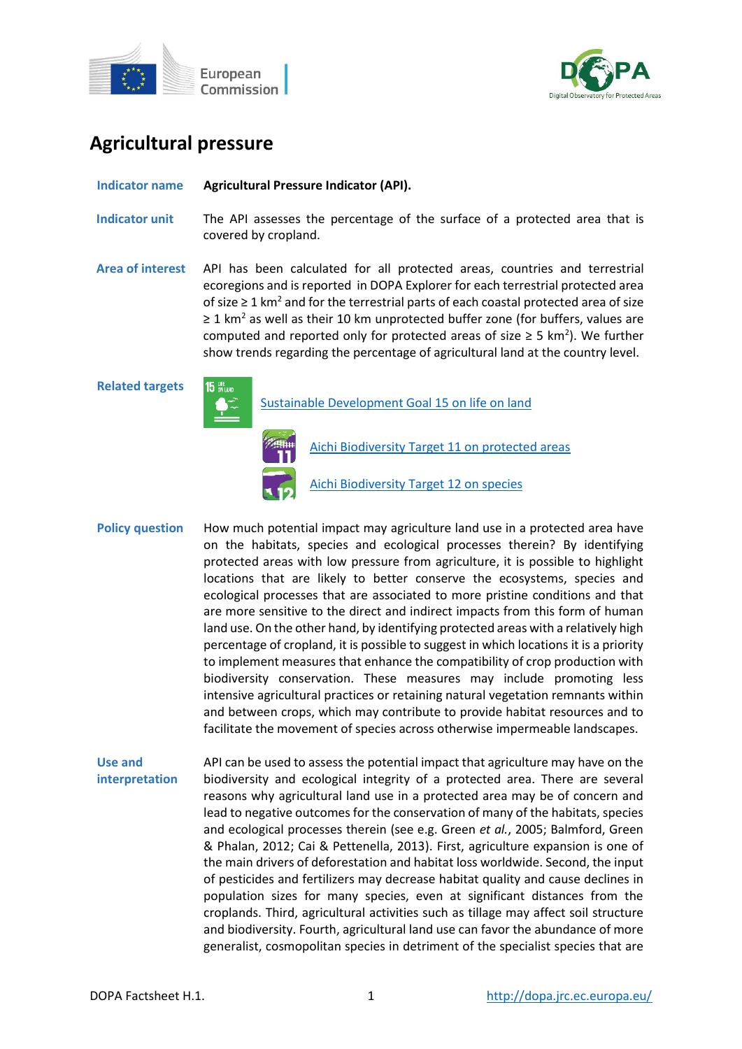# Agricultural pressure

**Indicator name** **Agricultural Pressure Indicator (API).**

**Indicator unit** The API assesses the percentage of the surface of a protected area that is covered by cropland.

**Area of interest** API has been calculated for all protected areas, countries and terrestrial ecoregions and is reported in DOPA Explorer for each terrestrial protected area of size ≥ 1 $km^2$ and for the terrestrial parts of each coastal protected area of size ≥ 1 $km^2$ as well as their 10 km unprotected buffer zone (for buffers, values are computed and reported only for protected areas of size ≥ 5 $km^2$). We further show trends regarding the percentage of agricultural land at the country level.

**Related targets**

Sustainable Development Goal 15 on life on land

Aichi Biodiversity Target 11 on protected areas

Aichi Biodiversity Target 12 on species

**Policy question** How much potential impact may agriculture land use in a protected area have on the habitats, species and ecological processes therein? By identifying protected areas with low pressure from agriculture, it is possible to highlight locations that are likely to better conserve the ecosystems, species and ecological processes that are associated to more pristine conditions and that are more sensitive to the direct and indirect impacts from this form of human land use. On the other hand, by identifying protected areas with a relatively high percentage of cropland, it is possible to suggest in which locations it is a priority to implement measures that enhance the compatibility of crop production with biodiversity conservation. These measures may include promoting less intensive agricultural practices or retaining natural vegetation remnants within and between crops, which may contribute to provide habitat resources and to facilitate the movement of species across otherwise impermeable landscapes.

**Use and interpretation** API can be used to assess the potential impact that agriculture may have on the biodiversity and ecological integrity of a protected area. There are several reasons why agricultural land use in a protected area may be of concern and lead to negative outcomes for the conservation of many of the habitats, species and ecological processes therein (see e.g. Green *et al.*, 2005; Balmford, Green & Phalan, 2012; Cai & Pettenella, 2013). First, agriculture expansion is one of the main drivers of deforestation and habitat loss worldwide. Second, the input of pesticides and fertilizers may decrease habitat quality and cause declines in population sizes for many species, even at significant distances from the croplands. Third, agricultural activities such as tillage may affect soil structure and biodiversity. Fourth, agricultural land use can favor the abundance of more generalist, cosmopolitan species in detriment of the specialist species that are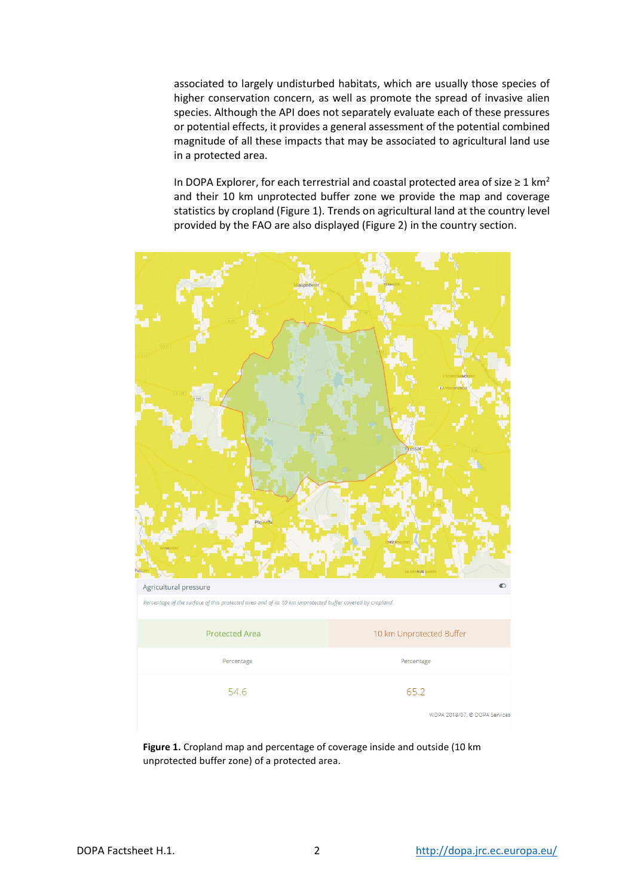associated to largely undisturbed habitats, which are usually those species of higher conservation concern, as well as promote the spread of invasive alien species. Although the API does not separately evaluate each of these pressures or potential effects, it provides a general assessment of the potential combined magnitude of all these impacts that may be associated to agricultural land use in a protected area.

In DOPA Explorer, for each terrestrial and coastal protected area of size ≥ 1 $km^2$ and their 10 km unprotected buffer zone we provide the map and coverage statistics by cropland (Figure 1). Trends on agricultural land at the country level provided by the FAO are also displayed (Figure 2) in the country section.

Agricultural pressure

*Percentage of the surface of this protected area and of its 10 km unprotected buffer covered by cropland.*

| Protected Area | 10 km Unprotected Buffer |
|---|---|
| Percentage | Percentage |
| 54.6 | 65.2 |

WDPA 2018/07, © DOPA Services

**Figure 1.** Cropland map and percentage of coverage inside and outside (10 km unprotected buffer zone) of a protected area.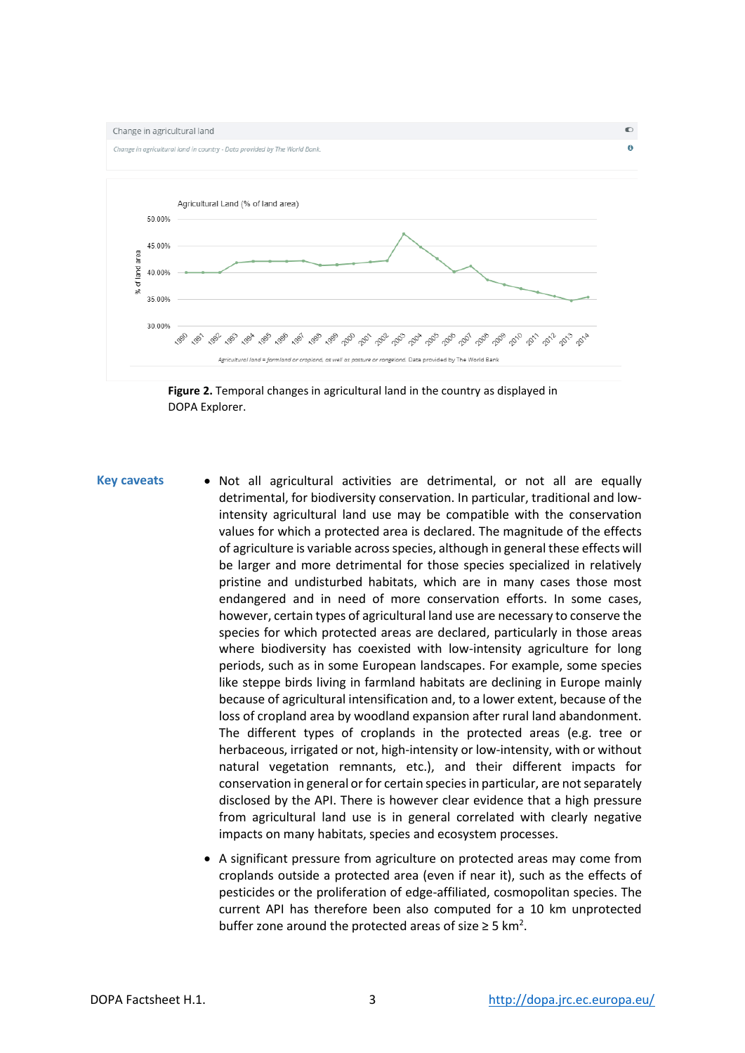Change in agricultural land

*Change in agricultural land in country - Data provided by The World Bank.*

Agricultural Land (% of land area)

*Agricultural land = farmland or cropland, as well as pasture or rangeland. Data provided by The World Bank*

**Figure 2.** Temporal changes in agricultural land in the country as displayed in DOPA Explorer.

## Key caveats

- Not all agricultural activities are detrimental, or not all are equally detrimental, for biodiversity conservation. In particular, traditional and low-intensity agricultural land use may be compatible with the conservation values for which a protected area is declared. The magnitude of the effects of agriculture is variable across species, although in general these effects will be larger and more detrimental for those species specialized in relatively pristine and undisturbed habitats, which are in many cases those most endangered and in need of more conservation efforts. In some cases, however, certain types of agricultural land use are necessary to conserve the species for which protected areas are declared, particularly in those areas where biodiversity has coexisted with low-intensity agriculture for long periods, such as in some European landscapes. For example, some species like steppe birds living in farmland habitats are declining in Europe mainly because of agricultural intensification and, to a lower extent, because of the loss of cropland area by woodland expansion after rural land abandonment. The different types of croplands in the protected areas (e.g. tree or herbaceous, irrigated or not, high-intensity or low-intensity, with or without natural vegetation remnants, etc.), and their different impacts for conservation in general or for certain species in particular, are not separately disclosed by the API. There is however clear evidence that a high pressure from agricultural land use is in general correlated with clearly negative impacts on many habitats, species and ecosystem processes.
- A significant pressure from agriculture on protected areas may come from croplands outside a protected area (even if near it), such as the effects of pesticides or the proliferation of edge-affiliated, cosmopolitan species. The current API has therefore been also computed for a 10 km unprotected buffer zone around the protected areas of size ≥ 5 km$^2$.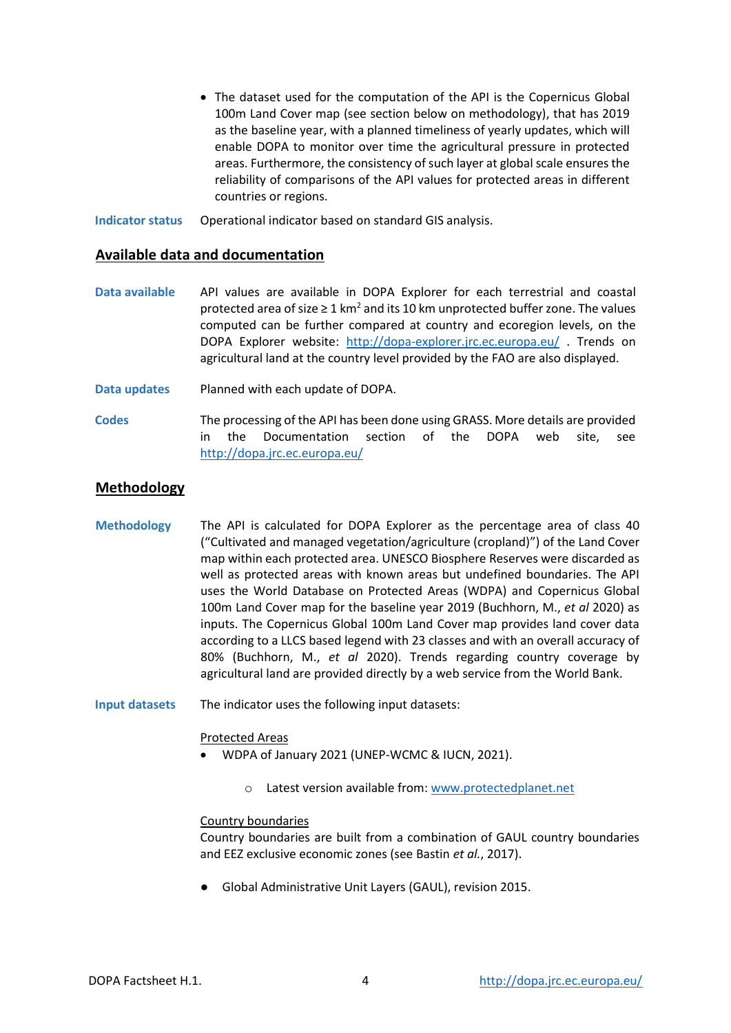- The dataset used for the computation of the API is the Copernicus Global 100m Land Cover map (see section below on methodology), that has 2019 as the baseline year, with a planned timeliness of yearly updates, which will enable DOPA to monitor over time the agricultural pressure in protected areas. Furthermore, the consistency of such layer at global scale ensures the reliability of comparisons of the API values for protected areas in different countries or regions.

**Indicator status** Operational indicator based on standard GIS analysis.

## Available data and documentation

**Data available** API values are available in DOPA Explorer for each terrestrial and coastal protected area of size ≥ 1 km$^2$ and its 10 km unprotected buffer zone. The values computed can be further compared at country and ecoregion levels, on the DOPA Explorer website: http://dopa-explorer.jrc.ec.europa.eu/ . Trends on agricultural land at the country level provided by the FAO are also displayed.

**Data updates** Planned with each update of DOPA.

**Codes** The processing of the API has been done using GRASS. More details are provided in the Documentation section of the DOPA web site, see http://dopa.jrc.ec.europa.eu/

## Methodology

**Methodology** The API is calculated for DOPA Explorer as the percentage area of class 40 ("Cultivated and managed vegetation/agriculture (cropland)") of the Land Cover map within each protected area. UNESCO Biosphere Reserves were discarded as well as protected areas with known areas but undefined boundaries. The API uses the World Database on Protected Areas (WDPA) and Copernicus Global 100m Land Cover map for the baseline year 2019 (Buchhorn, M., *et al* 2020) as inputs. The Copernicus Global 100m Land Cover map provides land cover data according to a LLCS based legend with 23 classes and with an overall accuracy of 80% (Buchhorn, M., *et al* 2020). Trends regarding country coverage by agricultural land are provided directly by a web service from the World Bank.

**Input datasets** The indicator uses the following input datasets:

Protected Areas

- WDPA of January 2021 (UNEP-WCMC & IUCN, 2021).
  - Latest version available from: www.protectedplanet.net

Country boundaries

Country boundaries are built from a combination of GAUL country boundaries and EEZ exclusive economic zones (see Bastin *et al.*, 2017).

- Global Administrative Unit Layers (GAUL), revision 2015.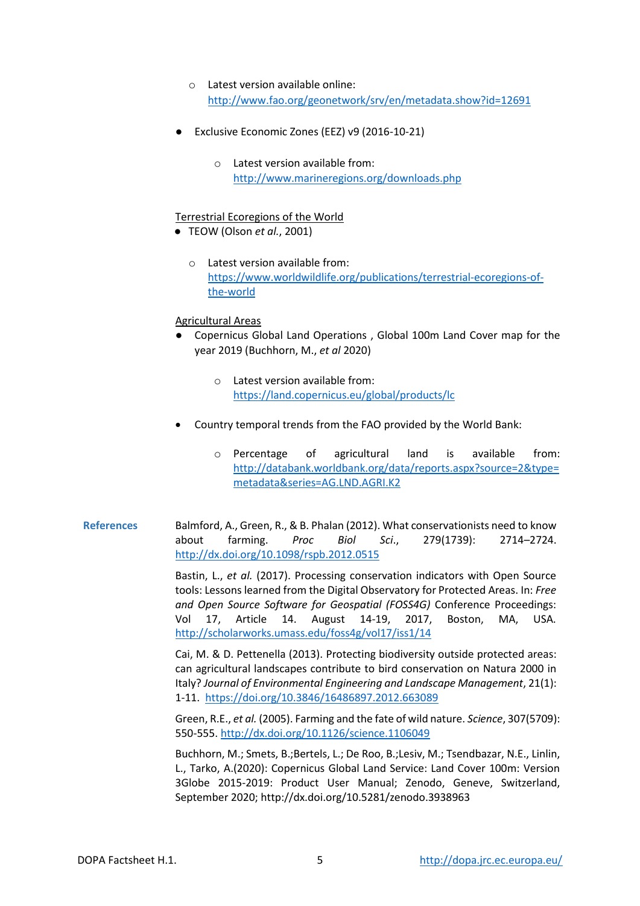- Latest version available online: [http://www.fao.org/geonetwork/srv/en/metadata.show?id=12691](http://www.fao.org/geonetwork/srv/en/metadata.show?id=12691)

- Exclusive Economic Zones (EEZ) v9 (2016-10-21)

  - Latest version available from: [http://www.marineregions.org/downloads.php](http://www.marineregions.org/downloads.php)

Terrestrial Ecoregions of the World

- TEOW (Olson *et al.*, 2001)

  - Latest version available from: [https://www.worldwildlife.org/publications/terrestrial-ecoregions-of-the-world](https://www.worldwildlife.org/publications/terrestrial-ecoregions-of-the-world)

Agricultural Areas

- Copernicus Global Land Operations , Global 100m Land Cover map for the year 2019 (Buchhorn, M., *et al* 2020)

  - Latest version available from: [https://land.copernicus.eu/global/products/lc](https://land.copernicus.eu/global/products/lc)

- Country temporal trends from the FAO provided by the World Bank:

  - Percentage of agricultural land is available from: [http://databank.worldbank.org/data/reports.aspx?source=2&type=metadata&series=AG.LND.AGRI.K2](http://databank.worldbank.org/data/reports.aspx?source=2&type=metadata&series=AG.LND.AGRI.K2)

**References**

Balmford, A., Green, R., & B. Phalan (2012). What conservationists need to know about farming. *Proc Biol Sci.*, 279(1739): 2714–2724. [http://dx.doi.org/10.1098/rspb.2012.0515](http://dx.doi.org/10.1098/rspb.2012.0515)

Bastin, L., *et al.* (2017). Processing conservation indicators with Open Source tools: Lessons learned from the Digital Observatory for Protected Areas. In: *Free and Open Source Software for Geospatial (FOSS4G)* Conference Proceedings: Vol 17, Article 14. August 14-19, 2017, Boston, MA, USA. [http://scholarworks.umass.edu/foss4g/vol17/iss1/14](http://scholarworks.umass.edu/foss4g/vol17/iss1/14)

Cai, M. & D. Pettenella (2013). Protecting biodiversity outside protected areas: can agricultural landscapes contribute to bird conservation on Natura 2000 in Italy? *Journal of Environmental Engineering and Landscape Management*, 21(1): 1-11. [https://doi.org/10.3846/16486897.2012.663089](https://doi.org/10.3846/16486897.2012.663089)

Green, R.E., *et al.* (2005). Farming and the fate of wild nature. *Science*, 307(5709): 550-555. [http://dx.doi.org/10.1126/science.1106049](http://dx.doi.org/10.1126/science.1106049)

Buchhorn, M.; Smets, B.;Bertels, L.; De Roo, B.;Lesiv, M.; Tsendbazar, N.E., Linlin, L., Tarko, A.(2020): Copernicus Global Land Service: Land Cover 100m: Version 3Globe 2015-2019: Product User Manual; Zenodo, Geneve, Switzerland, September 2020; http://dx.doi.org/10.5281/zenodo.3938963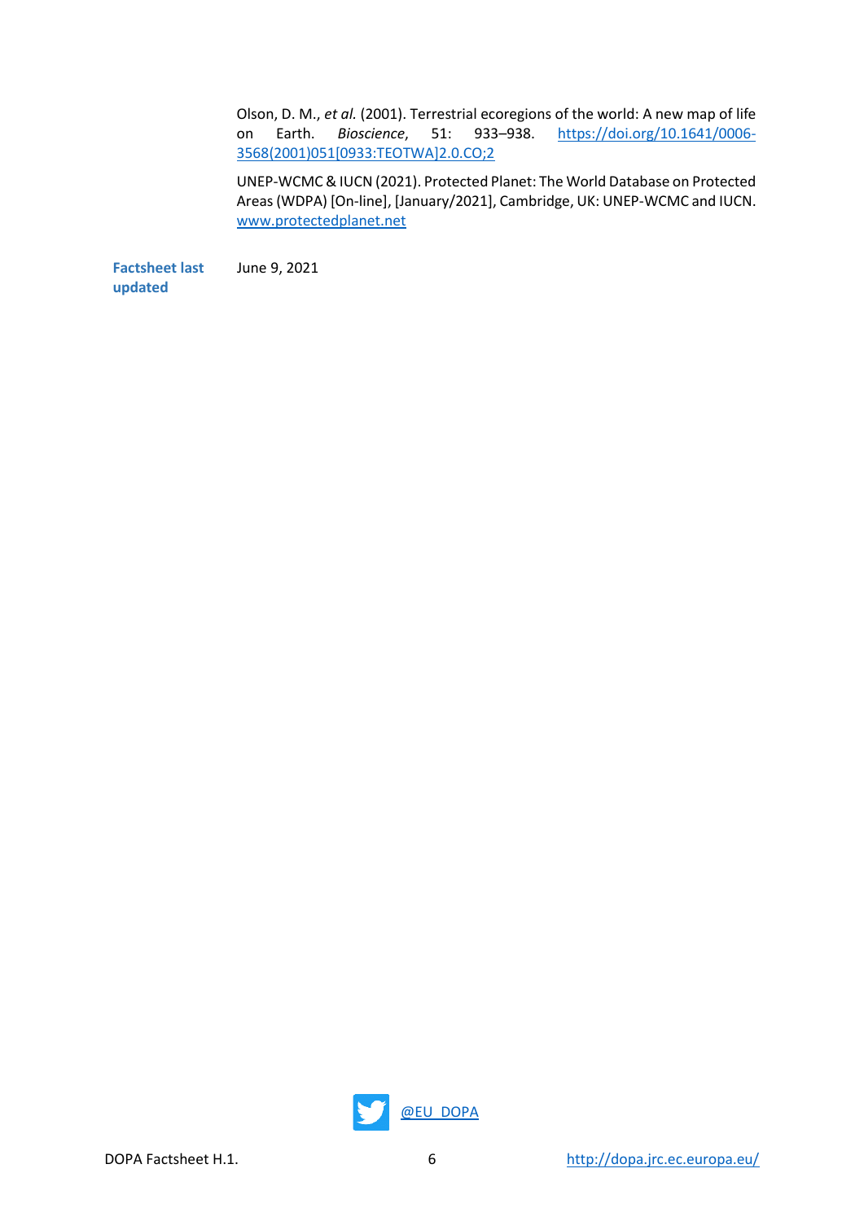Olson, D. M., *et al.* (2001). Terrestrial ecoregions of the world: A new map of life on Earth. *Bioscience*, 51: 933–938. https://doi.org/10.1641/0006-3568(2001)051[0933:TEOTWA]2.0.CO;2

UNEP-WCMC & IUCN (2021). Protected Planet: The World Database on Protected Areas (WDPA) [On-line], [January/2021], Cambridge, UK: UNEP-WCMC and IUCN. www.protectedplanet.net

**Factsheet last updated** June 9, 2021

@EU_DOPA